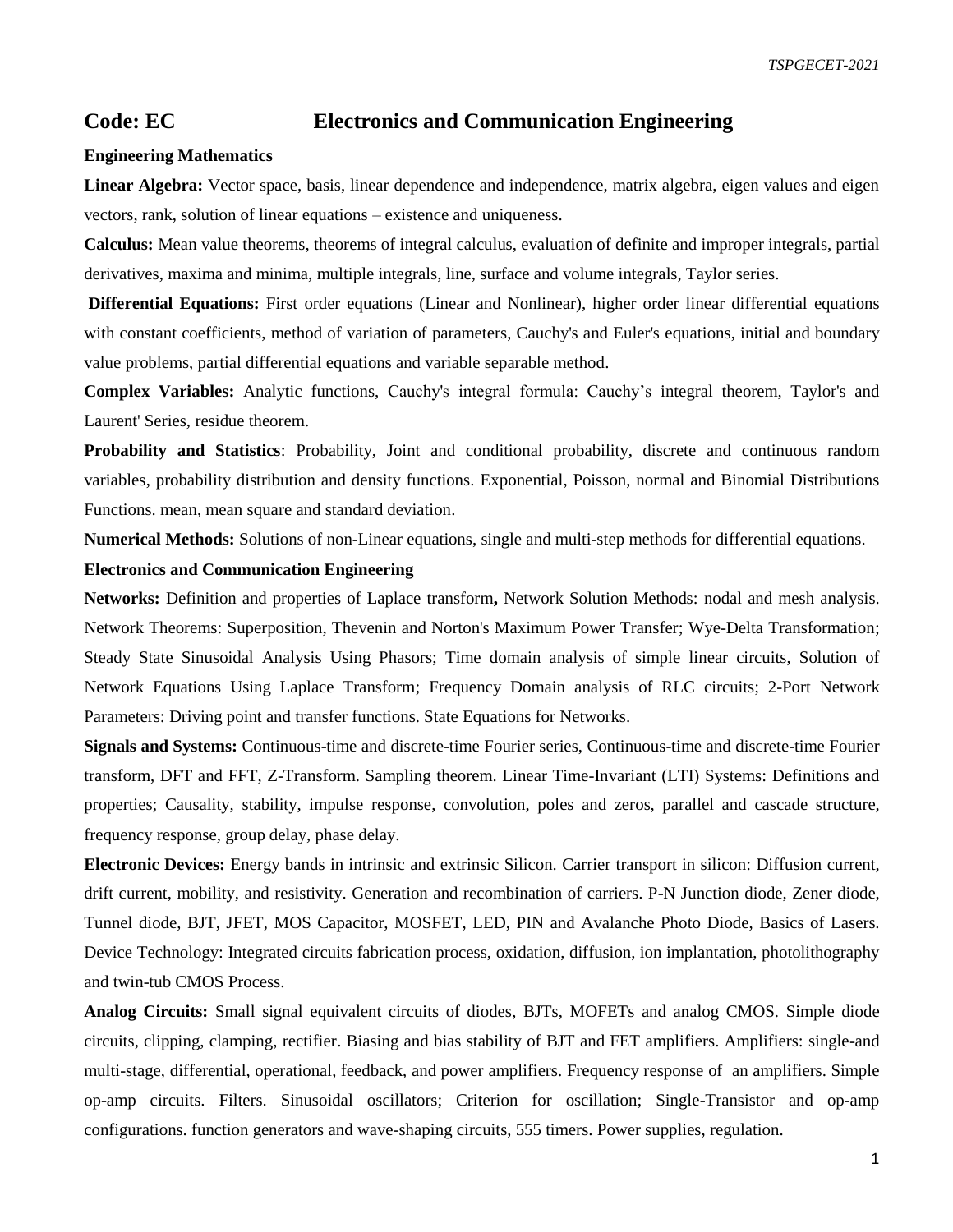## Code: EC Electronics and Communication Engineering

**Engineering Mathematics**

**Linear Algebra:** Vector space, basis, linear dependence and independence, matrix algebra, eigen values and eigen vectors, rank, solution of linear equations – existence and uniqueness.

**Calculus:** Mean value theorems, theorems of integral calculus, evaluation of definite and improper integrals, partial derivatives, maxima and minima, multiple integrals, line, surface and volume integrals, Taylor series.

**Differential Equations:** First order equations (Linear and Nonlinear), higher order linear differential equations with constant coefficients, method of variation of parameters, Cauchy's and Euler's equations, initial and boundary value problems, partial differential equations and variable separable method.

**Complex Variables:** Analytic functions, Cauchy's integral formula: Cauchy's integral theorem, Taylor's and Laurent' Series, residue theorem.

**Probability and Statistics**: Probability, Joint and conditional probability, discrete and continuous random variables, probability distribution and density functions. Exponential, Poisson, normal and Binomial Distributions Functions. mean, mean square and standard deviation.

**Numerical Methods:** Solutions of non-Linear equations, single and multi-step methods for differential equations.

**Electronics and Communication Engineering**

**Networks:** Definition and properties of Laplace transform**,** Network Solution Methods: nodal and mesh analysis. Network Theorems: Superposition, Thevenin and Norton's Maximum Power Transfer; Wye-Delta Transformation; Steady State Sinusoidal Analysis Using Phasors; Time domain analysis of simple linear circuits, Solution of Network Equations Using Laplace Transform; Frequency Domain analysis of RLC circuits; 2-Port Network Parameters: Driving point and transfer functions. State Equations for Networks.

**Signals and Systems:** Continuous-time and discrete-time Fourier series, Continuous-time and discrete-time Fourier transform, DFT and FFT, Z-Transform. Sampling theorem. Linear Time-Invariant (LTI) Systems: Definitions and properties; Causality, stability, impulse response, convolution, poles and zeros, parallel and cascade structure, frequency response, group delay, phase delay.

**Electronic Devices:** Energy bands in intrinsic and extrinsic Silicon. Carrier transport in silicon: Diffusion current, drift current, mobility, and resistivity. Generation and recombination of carriers. P-N Junction diode, Zener diode, Tunnel diode, BJT, JFET, MOS Capacitor, MOSFET, LED, PIN and Avalanche Photo Diode, Basics of Lasers. Device Technology: Integrated circuits fabrication process, oxidation, diffusion, ion implantation, photolithography and twin-tub CMOS Process.

**Analog Circuits:** Small signal equivalent circuits of diodes, BJTs, MOFETs and analog CMOS. Simple diode circuits, clipping, clamping, rectifier. Biasing and bias stability of BJT and FET amplifiers. Amplifiers: single-and multi-stage, differential, operational, feedback, and power amplifiers. Frequency response of an amplifiers. Simple op-amp circuits. Filters. Sinusoidal oscillators; Criterion for oscillation; Single-Transistor and op-amp configurations. function generators and wave-shaping circuits, 555 timers. Power supplies, regulation.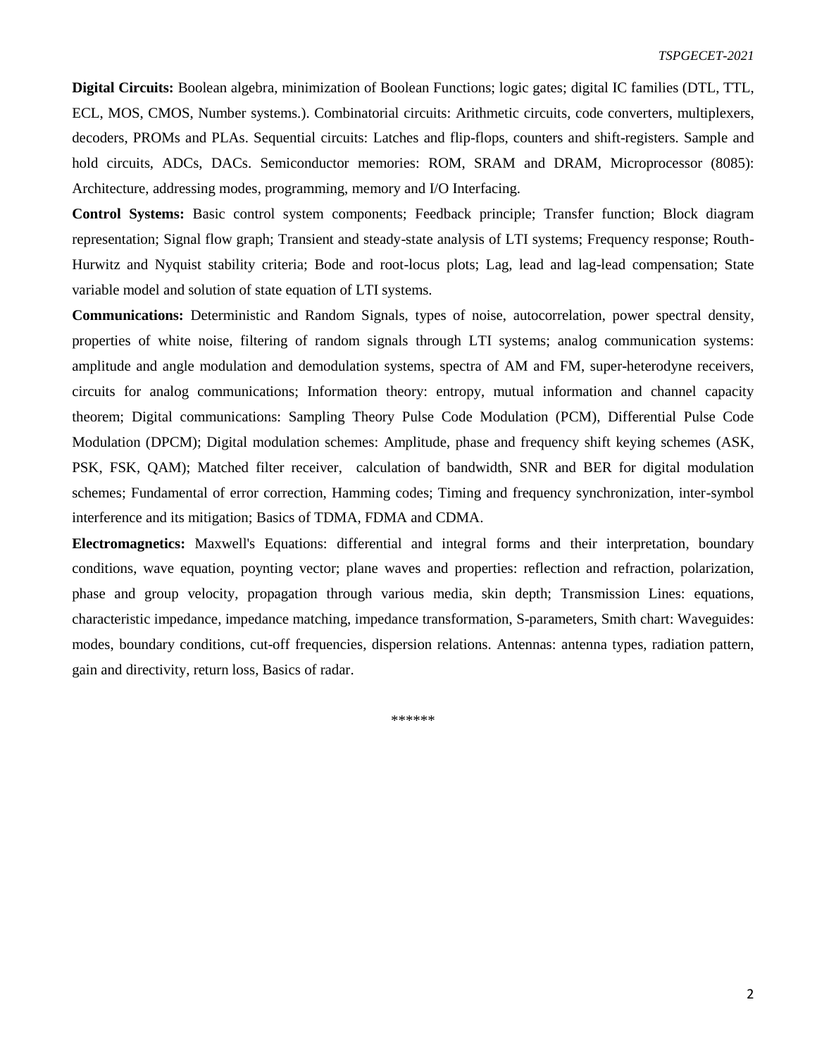**Digital Circuits:** Boolean algebra, minimization of Boolean Functions; logic gates; digital IC families (DTL, TTL, ECL, MOS, CMOS, Number systems.). Combinatorial circuits: Arithmetic circuits, code converters, multiplexers, decoders, PROMs and PLAs. Sequential circuits: Latches and flip-flops, counters and shift-registers. Sample and hold circuits, ADCs, DACs. Semiconductor memories: ROM, SRAM and DRAM, Microprocessor (8085): Architecture, addressing modes, programming, memory and I/O Interfacing.

**Control Systems:** Basic control system components; Feedback principle; Transfer function; Block diagram representation; Signal flow graph; Transient and steady-state analysis of LTI systems; Frequency response; Routh-Hurwitz and Nyquist stability criteria; Bode and root-locus plots; Lag, lead and lag-lead compensation; State variable model and solution of state equation of LTI systems.

**Communications:** Deterministic and Random Signals, types of noise, autocorrelation, power spectral density, properties of white noise, filtering of random signals through LTI systems; analog communication systems: amplitude and angle modulation and demodulation systems, spectra of AM and FM, super-heterodyne receivers, circuits for analog communications; Information theory: entropy, mutual information and channel capacity theorem; Digital communications: Sampling Theory Pulse Code Modulation (PCM), Differential Pulse Code Modulation (DPCM); Digital modulation schemes: Amplitude, phase and frequency shift keying schemes (ASK, PSK, FSK, QAM); Matched filter receiver, calculation of bandwidth, SNR and BER for digital modulation schemes; Fundamental of error correction, Hamming codes; Timing and frequency synchronization, inter-symbol interference and its mitigation; Basics of TDMA, FDMA and CDMA.

**Electromagnetics:** Maxwell's Equations: differential and integral forms and their interpretation, boundary conditions, wave equation, poynting vector; plane waves and properties: reflection and refraction, polarization, phase and group velocity, propagation through various media, skin depth; Transmission Lines: equations, characteristic impedance, impedance matching, impedance transformation, S-parameters, Smith chart: Waveguides: modes, boundary conditions, cut-off frequencies, dispersion relations. Antennas: antenna types, radiation pattern, gain and directivity, return loss, Basics of radar.

******